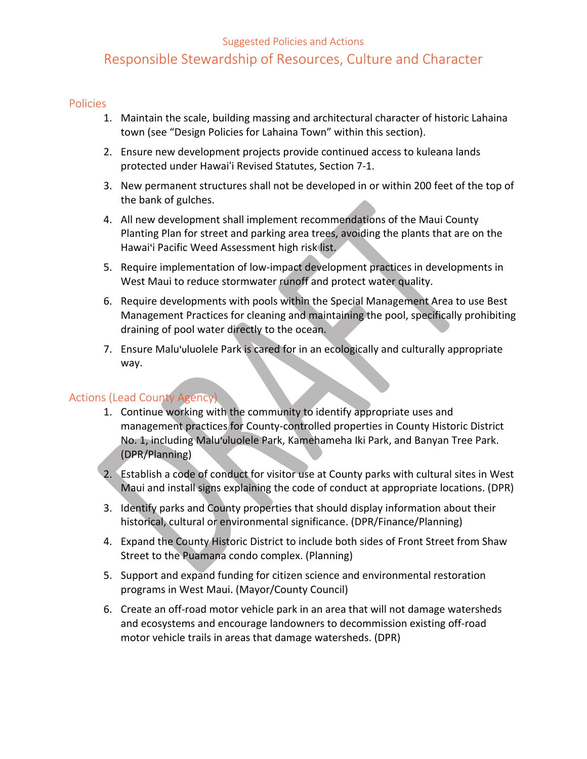Suggested Policies and Actions

# Responsible Stewardship of Resources, Culture and Character

## Policies

1. Maintain the scale, building massing and architectural character of historic Lahaina town (see "Design Policies for Lahaina Town" within this section).
2. Ensure new development projects provide continued access to kuleana lands protected under Hawaiʻi Revised Statutes, Section 7-1.
3. New permanent structures shall not be developed in or within 200 feet of the top of the bank of gulches.
4. All new development shall implement recommendations of the Maui County Planting Plan for street and parking area trees, avoiding the plants that are on the Hawaiʻi Pacific Weed Assessment high risk list.
5. Require implementation of low-impact development practices in developments in West Maui to reduce stormwater runoff and protect water quality.
6. Require developments with pools within the Special Management Area to use Best Management Practices for cleaning and maintaining the pool, specifically prohibiting draining of pool water directly to the ocean.
7. Ensure Maluʻuluolele Park is cared for in an ecologically and culturally appropriate way.

## Actions (Lead County Agency)

1. Continue working with the community to identify appropriate uses and management practices for County-controlled properties in County Historic District No. 1, including Maluʻuluolele Park, Kamehameha Iki Park, and Banyan Tree Park. (DPR/Planning)
2. Establish a code of conduct for visitor use at County parks with cultural sites in West Maui and install signs explaining the code of conduct at appropriate locations. (DPR)
3. Identify parks and County properties that should display information about their historical, cultural or environmental significance. (DPR/Finance/Planning)
4. Expand the County Historic District to include both sides of Front Street from Shaw Street to the Puamana condo complex. (Planning)
5. Support and expand funding for citizen science and environmental restoration programs in West Maui. (Mayor/County Council)
6. Create an off-road motor vehicle park in an area that will not damage watersheds and ecosystems and encourage landowners to decommission existing off-road motor vehicle trails in areas that damage watersheds. (DPR)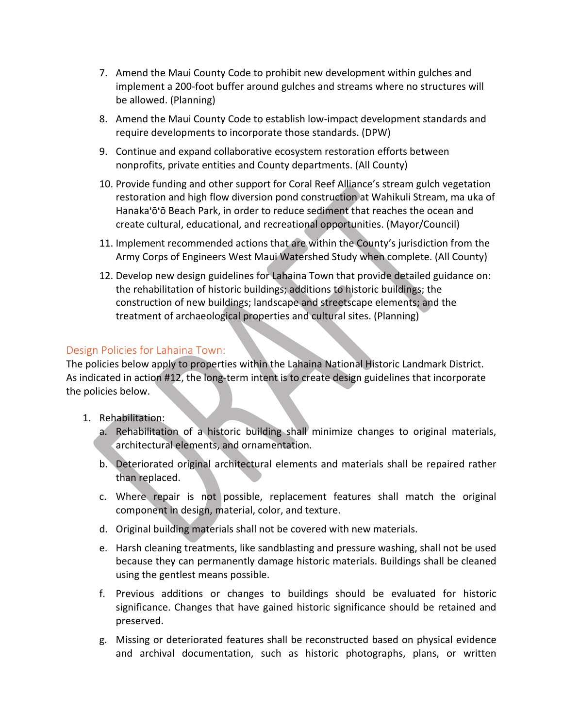7. Amend the Maui County Code to prohibit new development within gulches and implement a 200-foot buffer around gulches and streams where no structures will be allowed. (Planning)

8. Amend the Maui County Code to establish low-impact development standards and require developments to incorporate those standards. (DPW)

9. Continue and expand collaborative ecosystem restoration efforts between nonprofits, private entities and County departments. (All County)

10. Provide funding and other support for Coral Reef Alliance's stream gulch vegetation restoration and high flow diversion pond construction at Wahikuli Stream, ma uka of Hanakaʻōʻō Beach Park, in order to reduce sediment that reaches the ocean and create cultural, educational, and recreational opportunities. (Mayor/Council)

11. Implement recommended actions that are within the County's jurisdiction from the Army Corps of Engineers West Maui Watershed Study when complete. (All County)

12. Develop new design guidelines for Lahaina Town that provide detailed guidance on: the rehabilitation of historic buildings; additions to historic buildings; the construction of new buildings; landscape and streetscape elements; and the treatment of archaeological properties and cultural sites. (Planning)

## Design Policies for Lahaina Town:

The policies below apply to properties within the Lahaina National Historic Landmark District. As indicated in action #12, the long-term intent is to create design guidelines that incorporate the policies below.

1. Rehabilitation:
   a. Rehabilitation of a historic building shall minimize changes to original materials, architectural elements, and ornamentation.
   b. Deteriorated original architectural elements and materials shall be repaired rather than replaced.
   c. Where repair is not possible, replacement features shall match the original component in design, material, color, and texture.
   d. Original building materials shall not be covered with new materials.
   e. Harsh cleaning treatments, like sandblasting and pressure washing, shall not be used because they can permanently damage historic materials. Buildings shall be cleaned using the gentlest means possible.
   f. Previous additions or changes to buildings should be evaluated for historic significance. Changes that have gained historic significance should be retained and preserved.
   g. Missing or deteriorated features shall be reconstructed based on physical evidence and archival documentation, such as historic photographs, plans, or written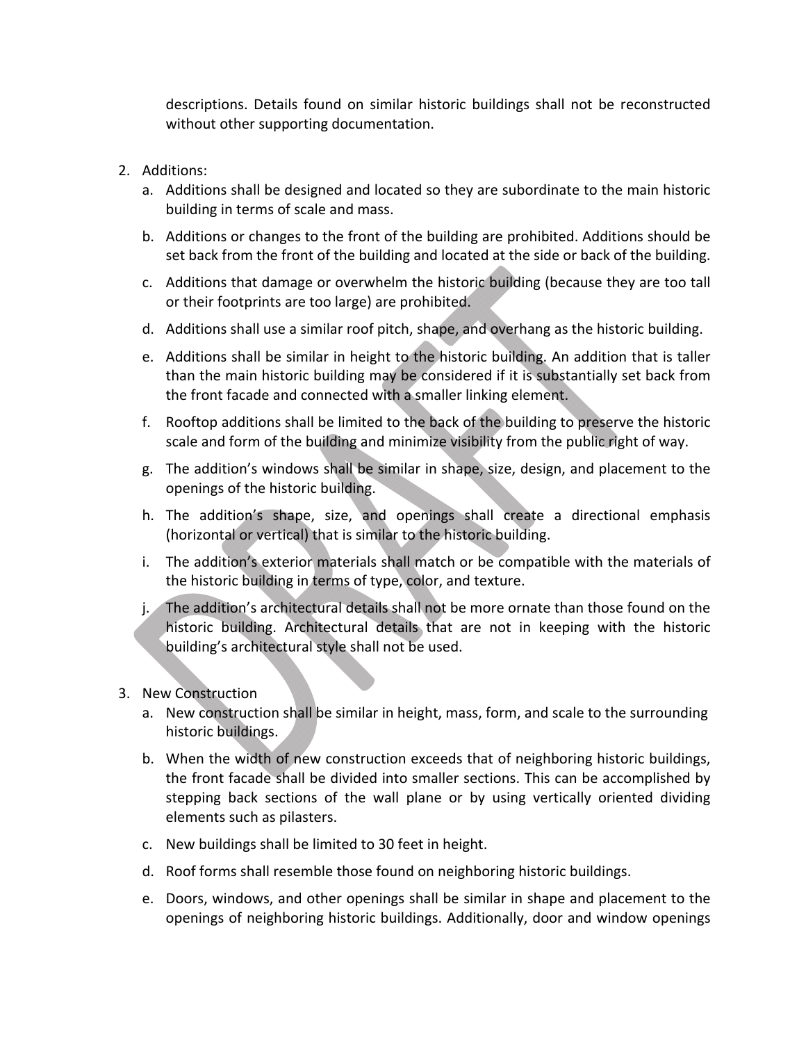descriptions. Details found on similar historic buildings shall not be reconstructed without other supporting documentation.

2. Additions:
   a. Additions shall be designed and located so they are subordinate to the main historic building in terms of scale and mass.
   b. Additions or changes to the front of the building are prohibited. Additions should be set back from the front of the building and located at the side or back of the building.
   c. Additions that damage or overwhelm the historic building (because they are too tall or their footprints are too large) are prohibited.
   d. Additions shall use a similar roof pitch, shape, and overhang as the historic building.
   e. Additions shall be similar in height to the historic building. An addition that is taller than the main historic building may be considered if it is substantially set back from the front facade and connected with a smaller linking element.
   f. Rooftop additions shall be limited to the back of the building to preserve the historic scale and form of the building and minimize visibility from the public right of way.
   g. The addition's windows shall be similar in shape, size, design, and placement to the openings of the historic building.
   h. The addition's shape, size, and openings shall create a directional emphasis (horizontal or vertical) that is similar to the historic building.
   i. The addition's exterior materials shall match or be compatible with the materials of the historic building in terms of type, color, and texture.
   j. The addition's architectural details shall not be more ornate than those found on the historic building. Architectural details that are not in keeping with the historic building's architectural style shall not be used.

3. New Construction
   a. New construction shall be similar in height, mass, form, and scale to the surrounding historic buildings.
   b. When the width of new construction exceeds that of neighboring historic buildings, the front facade shall be divided into smaller sections. This can be accomplished by stepping back sections of the wall plane or by using vertically oriented dividing elements such as pilasters.
   c. New buildings shall be limited to 30 feet in height.
   d. Roof forms shall resemble those found on neighboring historic buildings.
   e. Doors, windows, and other openings shall be similar in shape and placement to the openings of neighboring historic buildings. Additionally, door and window openings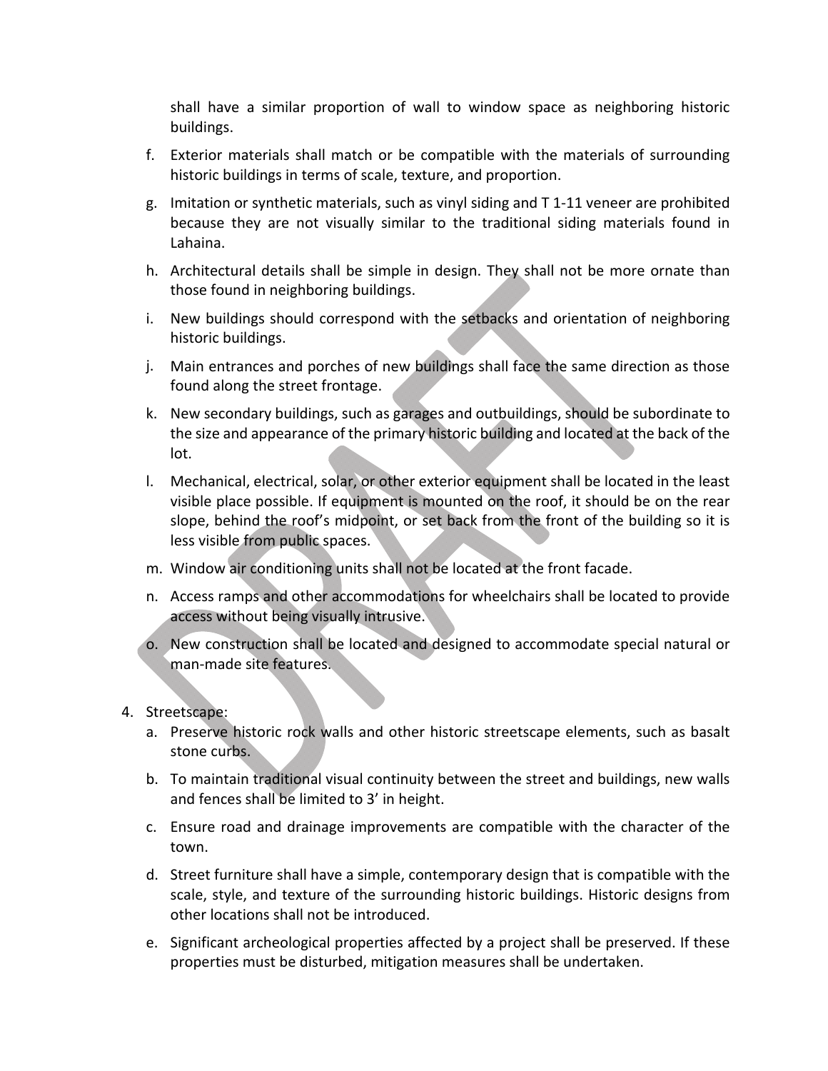shall have a similar proportion of wall to window space as neighboring historic buildings.

f. Exterior materials shall match or be compatible with the materials of surrounding historic buildings in terms of scale, texture, and proportion.

g. Imitation or synthetic materials, such as vinyl siding and T 1-11 veneer are prohibited because they are not visually similar to the traditional siding materials found in Lahaina.

h. Architectural details shall be simple in design. They shall not be more ornate than those found in neighboring buildings.

i. New buildings should correspond with the setbacks and orientation of neighboring historic buildings.

j. Main entrances and porches of new buildings shall face the same direction as those found along the street frontage.

k. New secondary buildings, such as garages and outbuildings, should be subordinate to the size and appearance of the primary historic building and located at the back of the lot.

l. Mechanical, electrical, solar, or other exterior equipment shall be located in the least visible place possible. If equipment is mounted on the roof, it should be on the rear slope, behind the roof's midpoint, or set back from the front of the building so it is less visible from public spaces.

m. Window air conditioning units shall not be located at the front facade.

n. Access ramps and other accommodations for wheelchairs shall be located to provide access without being visually intrusive.

o. New construction shall be located and designed to accommodate special natural or man-made site features.

4. Streetscape:

   a. Preserve historic rock walls and other historic streetscape elements, such as basalt stone curbs.

   b. To maintain traditional visual continuity between the street and buildings, new walls and fences shall be limited to 3' in height.

   c. Ensure road and drainage improvements are compatible with the character of the town.

   d. Street furniture shall have a simple, contemporary design that is compatible with the scale, style, and texture of the surrounding historic buildings. Historic designs from other locations shall not be introduced.

   e. Significant archeological properties affected by a project shall be preserved. If these properties must be disturbed, mitigation measures shall be undertaken.